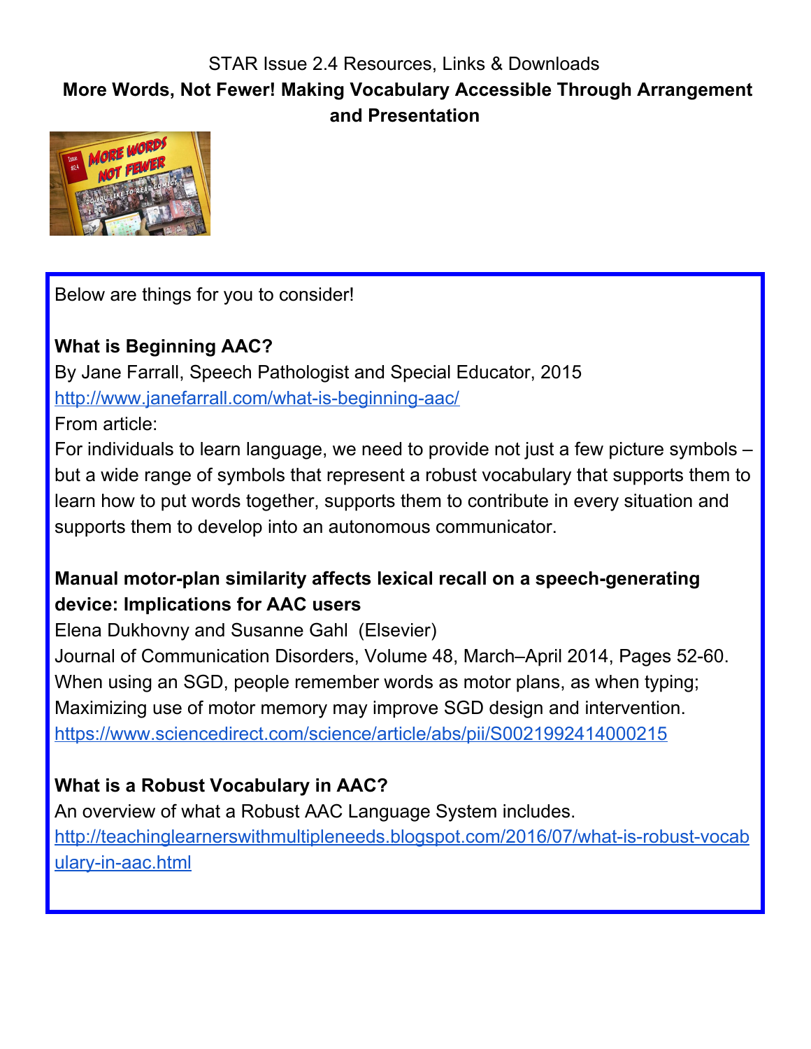STAR Issue 2.4 Resources, Links & Downloads

# More Words, Not Fewer! Making Vocabulary Accessible Through Arrangement and Presentation

Below are things for you to consider!

**What is Beginning AAC?**
By Jane Farrall, Speech Pathologist and Special Educator, 2015
http://www.janefarrall.com/what-is-beginning-aac/
From article:
For individuals to learn language, we need to provide not just a few picture symbols – but a wide range of symbols that represent a robust vocabulary that supports them to learn how to put words together, supports them to contribute in every situation and supports them to develop into an autonomous communicator.

**Manual motor-plan similarity affects lexical recall on a speech-generating device: Implications for AAC users**
Elena Dukhovny and Susanne Gahl (Elsevier)
Journal of Communication Disorders, Volume 48, March–April 2014, Pages 52-60.
When using an SGD, people remember words as motor plans, as when typing; Maximizing use of motor memory may improve SGD design and intervention.
https://www.sciencedirect.com/science/article/abs/pii/S0021992414000215

**What is a Robust Vocabulary in AAC?**
An overview of what a Robust AAC Language System includes.
http://teachinglearnerswithmultipleneeds.blogspot.com/2016/07/what-is-robust-vocabulary-in-aac.html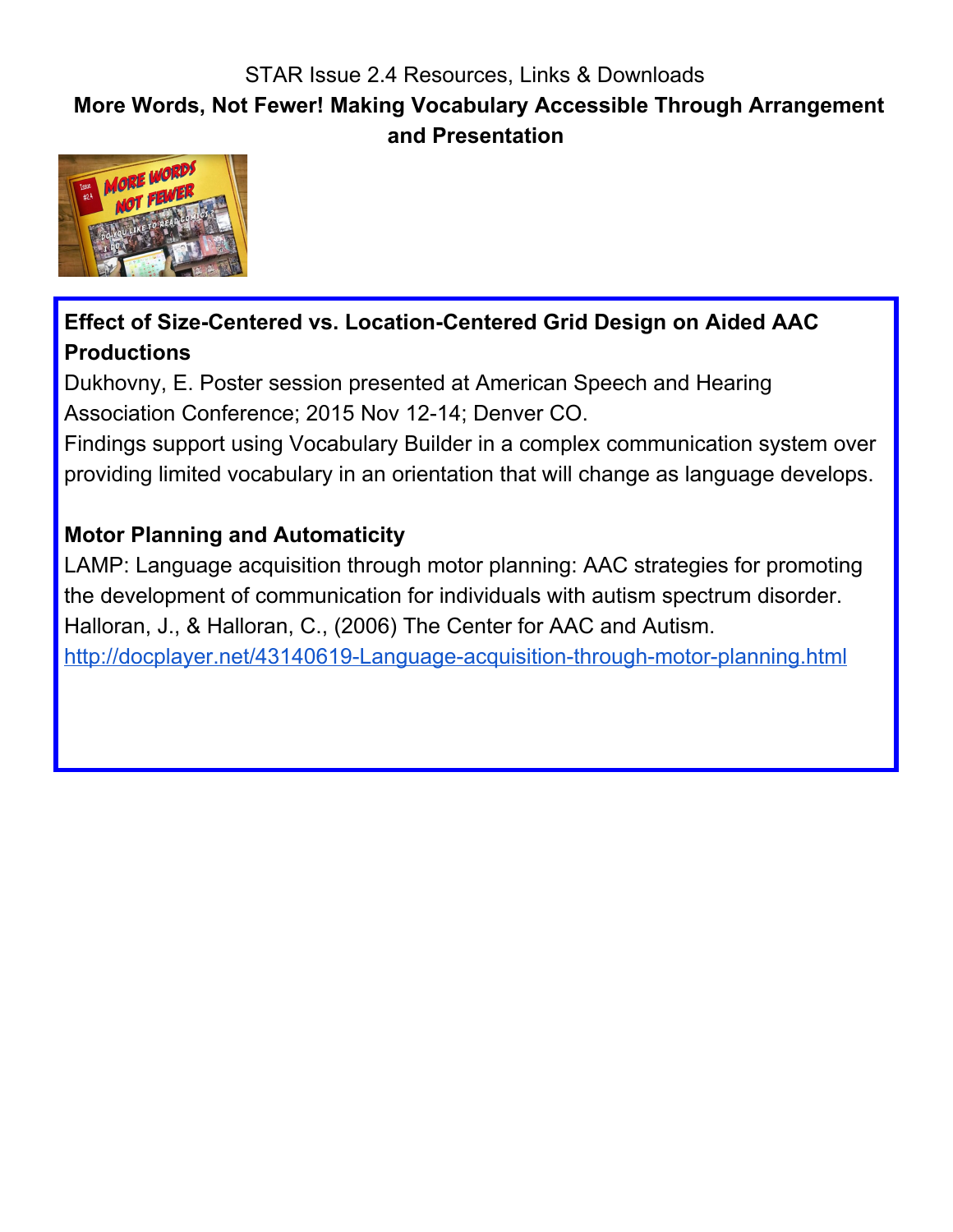STAR Issue 2.4 Resources, Links & Downloads

**More Words, Not Fewer! Making Vocabulary Accessible Through Arrangement and Presentation**

**Effect of Size-Centered vs. Location-Centered Grid Design on Aided AAC Productions**

Dukhovny, E. Poster session presented at American Speech and Hearing Association Conference; 2015 Nov 12-14; Denver CO.

Findings support using Vocabulary Builder in a complex communication system over providing limited vocabulary in an orientation that will change as language develops.

**Motor Planning and Automaticity**

LAMP: Language acquisition through motor planning: AAC strategies for promoting the development of communication for individuals with autism spectrum disorder. Halloran, J., & Halloran, C., (2006) The Center for AAC and Autism.

http://docplayer.net/43140619-Language-acquisition-through-motor-planning.html